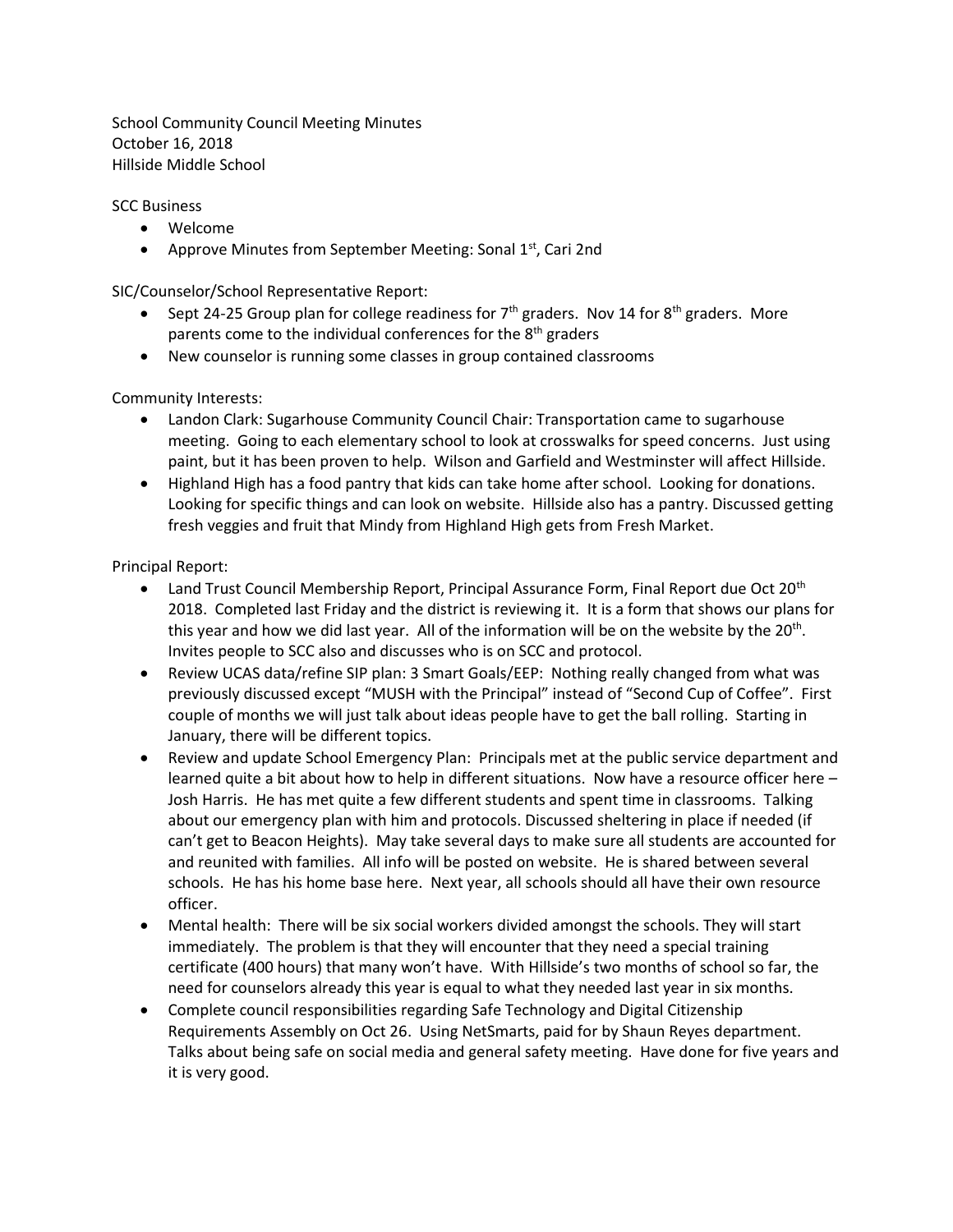School Community Council Meeting Minutes
October 16, 2018
Hillside Middle School

SCC Business

- Welcome
- Approve Minutes from September Meeting: Sonal 1st, Cari 2nd

SIC/Counselor/School Representative Report:

- Sept 24-25 Group plan for college readiness for 7th graders. Nov 14 for 8th graders. More parents come to the individual conferences for the 8th graders
- New counselor is running some classes in group contained classrooms

Community Interests:

- Landon Clark: Sugarhouse Community Council Chair: Transportation came to sugarhouse meeting. Going to each elementary school to look at crosswalks for speed concerns. Just using paint, but it has been proven to help. Wilson and Garfield and Westminster will affect Hillside.
- Highland High has a food pantry that kids can take home after school. Looking for donations. Looking for specific things and can look on website. Hillside also has a pantry. Discussed getting fresh veggies and fruit that Mindy from Highland High gets from Fresh Market.

Principal Report:

- Land Trust Council Membership Report, Principal Assurance Form, Final Report due Oct 20th 2018. Completed last Friday and the district is reviewing it. It is a form that shows our plans for this year and how we did last year. All of the information will be on the website by the 20th. Invites people to SCC also and discusses who is on SCC and protocol.
- Review UCAS data/refine SIP plan: 3 Smart Goals/EEP: Nothing really changed from what was previously discussed except "MUSH with the Principal" instead of "Second Cup of Coffee". First couple of months we will just talk about ideas people have to get the ball rolling. Starting in January, there will be different topics.
- Review and update School Emergency Plan: Principals met at the public service department and learned quite a bit about how to help in different situations. Now have a resource officer here – Josh Harris. He has met quite a few different students and spent time in classrooms. Talking about our emergency plan with him and protocols. Discussed sheltering in place if needed (if can't get to Beacon Heights). May take several days to make sure all students are accounted for and reunited with families. All info will be posted on website. He is shared between several schools. He has his home base here. Next year, all schools should all have their own resource officer.
- Mental health: There will be six social workers divided amongst the schools. They will start immediately. The problem is that they will encounter that they need a special training certificate (400 hours) that many won't have. With Hillside's two months of school so far, the need for counselors already this year is equal to what they needed last year in six months.
- Complete council responsibilities regarding Safe Technology and Digital Citizenship Requirements Assembly on Oct 26. Using NetSmarts, paid for by Shaun Reyes department. Talks about being safe on social media and general safety meeting. Have done for five years and it is very good.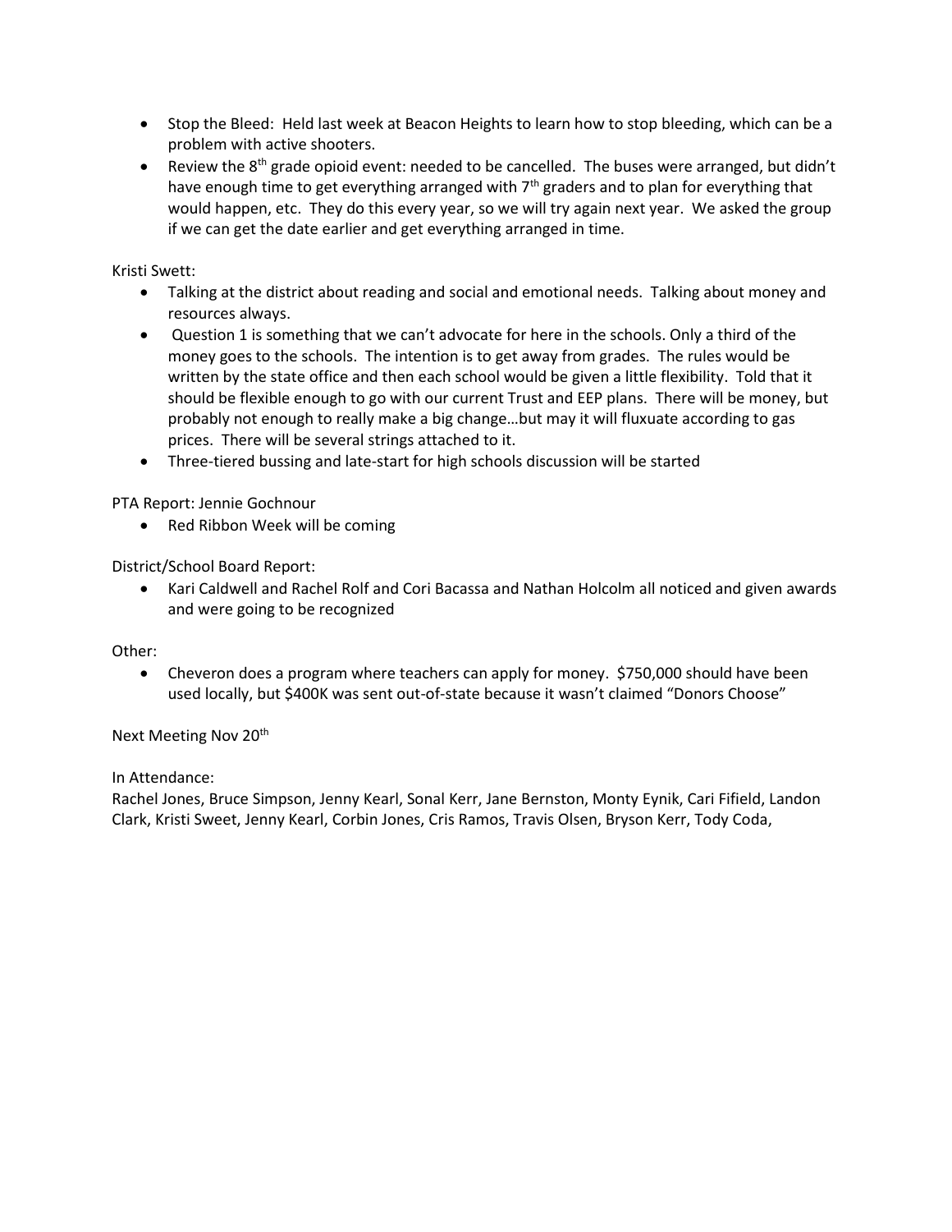- Stop the Bleed: Held last week at Beacon Heights to learn how to stop bleeding, which can be a problem with active shooters.
- Review the 8th grade opioid event: needed to be cancelled. The buses were arranged, but didn't have enough time to get everything arranged with 7th graders and to plan for everything that would happen, etc. They do this every year, so we will try again next year. We asked the group if we can get the date earlier and get everything arranged in time.

Kristi Swett:

- Talking at the district about reading and social and emotional needs. Talking about money and resources always.
- Question 1 is something that we can't advocate for here in the schools. Only a third of the money goes to the schools. The intention is to get away from grades. The rules would be written by the state office and then each school would be given a little flexibility. Told that it should be flexible enough to go with our current Trust and EEP plans. There will be money, but probably not enough to really make a big change…but may it will fluxuate according to gas prices. There will be several strings attached to it.
- Three-tiered bussing and late-start for high schools discussion will be started

PTA Report: Jennie Gochnour

- Red Ribbon Week will be coming

District/School Board Report:

- Kari Caldwell and Rachel Rolf and Cori Bacassa and Nathan Holcolm all noticed and given awards and were going to be recognized

Other:

- Cheveron does a program where teachers can apply for money. $750,000 should have been used locally, but $400K was sent out-of-state because it wasn't claimed "Donors Choose"

Next Meeting Nov 20th

In Attendance:
Rachel Jones, Bruce Simpson, Jenny Kearl, Sonal Kerr, Jane Bernston, Monty Eynik, Cari Fifield, Landon Clark, Kristi Sweet, Jenny Kearl, Corbin Jones, Cris Ramos, Travis Olsen, Bryson Kerr, Tody Coda,